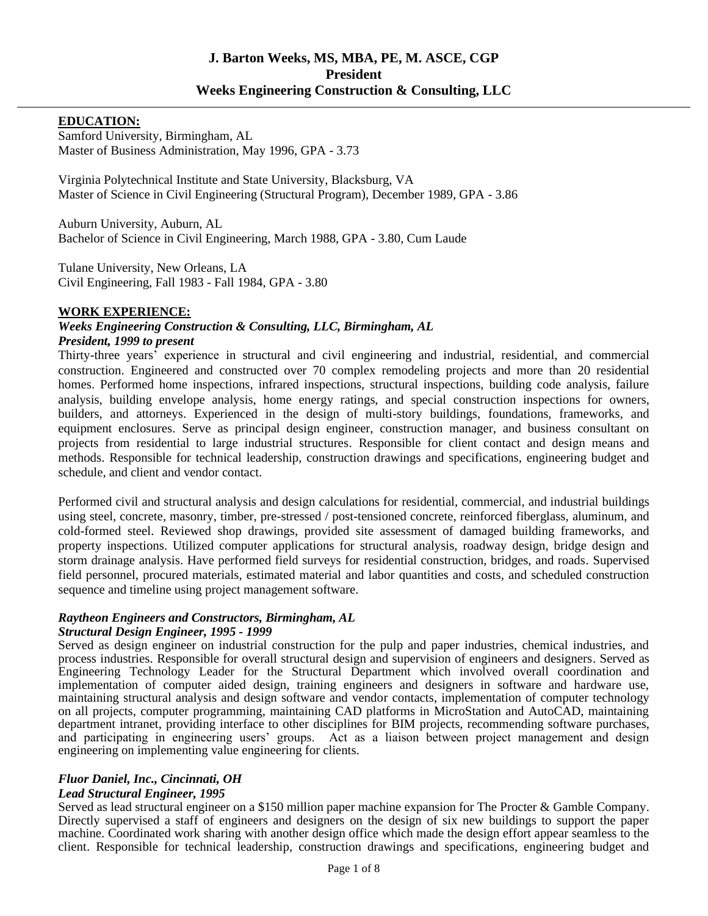# J. Barton Weeks, MS, MBA, PE, M. ASCE, CGP
# President
# Weeks Engineering Construction & Consulting, LLC

## EDUCATION:

Samford University, Birmingham, AL
Master of Business Administration, May 1996, GPA - 3.73

Virginia Polytechnical Institute and State University, Blacksburg, VA
Master of Science in Civil Engineering (Structural Program), December 1989, GPA - 3.86

Auburn University, Auburn, AL
Bachelor of Science in Civil Engineering, March 1988, GPA - 3.80, Cum Laude

Tulane University, New Orleans, LA
Civil Engineering, Fall 1983 - Fall 1984, GPA - 3.80

## WORK EXPERIENCE:

***Weeks Engineering Construction & Consulting, LLC, Birmingham, AL***
***President, 1999 to present***

Thirty-three years' experience in structural and civil engineering and industrial, residential, and commercial construction. Engineered and constructed over 70 complex remodeling projects and more than 20 residential homes. Performed home inspections, infrared inspections, structural inspections, building code analysis, failure analysis, building envelope analysis, home energy ratings, and special construction inspections for owners, builders, and attorneys. Experienced in the design of multi-story buildings, foundations, frameworks, and equipment enclosures. Serve as principal design engineer, construction manager, and business consultant on projects from residential to large industrial structures. Responsible for client contact and design means and methods. Responsible for technical leadership, construction drawings and specifications, engineering budget and schedule, and client and vendor contact.

Performed civil and structural analysis and design calculations for residential, commercial, and industrial buildings using steel, concrete, masonry, timber, pre-stressed / post-tensioned concrete, reinforced fiberglass, aluminum, and cold-formed steel. Reviewed shop drawings, provided site assessment of damaged building frameworks, and property inspections. Utilized computer applications for structural analysis, roadway design, bridge design and storm drainage analysis. Have performed field surveys for residential construction, bridges, and roads. Supervised field personnel, procured materials, estimated material and labor quantities and costs, and scheduled construction sequence and timeline using project management software.

***Raytheon Engineers and Constructors, Birmingham, AL***
***Structural Design Engineer, 1995 - 1999***

Served as design engineer on industrial construction for the pulp and paper industries, chemical industries, and process industries. Responsible for overall structural design and supervision of engineers and designers. Served as Engineering Technology Leader for the Structural Department which involved overall coordination and implementation of computer aided design, training engineers and designers in software and hardware use, maintaining structural analysis and design software and vendor contacts, implementation of computer technology on all projects, computer programming, maintaining CAD platforms in MicroStation and AutoCAD, maintaining department intranet, providing interface to other disciplines for BIM projects, recommending software purchases, and participating in engineering users' groups. Act as a liaison between project management and design engineering on implementing value engineering for clients.

***Fluor Daniel, Inc., Cincinnati, OH***
***Lead Structural Engineer, 1995***

Served as lead structural engineer on a $150 million paper machine expansion for The Procter & Gamble Company. Directly supervised a staff of engineers and designers on the design of six new buildings to support the paper machine. Coordinated work sharing with another design office which made the design effort appear seamless to the client. Responsible for technical leadership, construction drawings and specifications, engineering budget and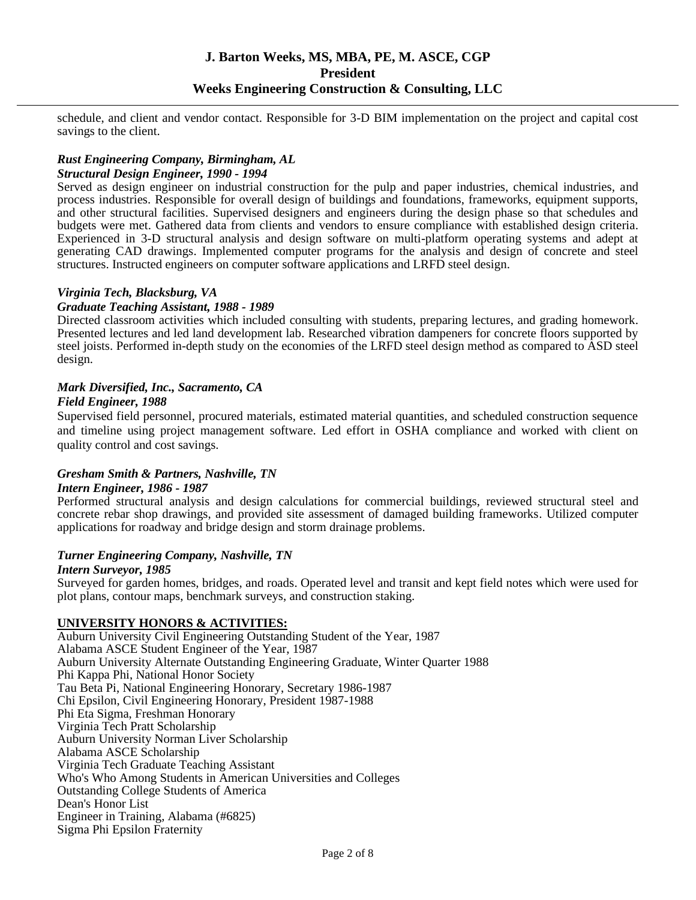schedule, and client and vendor contact. Responsible for 3-D BIM implementation on the project and capital cost savings to the client.

***Rust Engineering Company, Birmingham, AL***
***Structural Design Engineer, 1990 - 1994***

Served as design engineer on industrial construction for the pulp and paper industries, chemical industries, and process industries. Responsible for overall design of buildings and foundations, frameworks, equipment supports, and other structural facilities. Supervised designers and engineers during the design phase so that schedules and budgets were met. Gathered data from clients and vendors to ensure compliance with established design criteria. Experienced in 3-D structural analysis and design software on multi-platform operating systems and adept at generating CAD drawings. Implemented computer programs for the analysis and design of concrete and steel structures. Instructed engineers on computer software applications and LRFD steel design.

***Virginia Tech, Blacksburg, VA***
***Graduate Teaching Assistant, 1988 - 1989***

Directed classroom activities which included consulting with students, preparing lectures, and grading homework. Presented lectures and led land development lab. Researched vibration dampeners for concrete floors supported by steel joists. Performed in-depth study on the economies of the LRFD steel design method as compared to ASD steel design.

***Mark Diversified, Inc., Sacramento, CA***
***Field Engineer, 1988***

Supervised field personnel, procured materials, estimated material quantities, and scheduled construction sequence and timeline using project management software. Led effort in OSHA compliance and worked with client on quality control and cost savings.

***Gresham Smith & Partners, Nashville, TN***
***Intern Engineer, 1986 - 1987***

Performed structural analysis and design calculations for commercial buildings, reviewed structural steel and concrete rebar shop drawings, and provided site assessment of damaged building frameworks. Utilized computer applications for roadway and bridge design and storm drainage problems.

***Turner Engineering Company, Nashville, TN***
***Intern Surveyor, 1985***

Surveyed for garden homes, bridges, and roads. Operated level and transit and kept field notes which were used for plot plans, contour maps, benchmark surveys, and construction staking.

**UNIVERSITY HONORS & ACTIVITIES:**

Auburn University Civil Engineering Outstanding Student of the Year, 1987
Alabama ASCE Student Engineer of the Year, 1987
Auburn University Alternate Outstanding Engineering Graduate, Winter Quarter 1988
Phi Kappa Phi, National Honor Society
Tau Beta Pi, National Engineering Honorary, Secretary 1986-1987
Chi Epsilon, Civil Engineering Honorary, President 1987-1988
Phi Eta Sigma, Freshman Honorary
Virginia Tech Pratt Scholarship
Auburn University Norman Liver Scholarship
Alabama ASCE Scholarship
Virginia Tech Graduate Teaching Assistant
Who's Who Among Students in American Universities and Colleges
Outstanding College Students of America
Dean's Honor List
Engineer in Training, Alabama (#6825)
Sigma Phi Epsilon Fraternity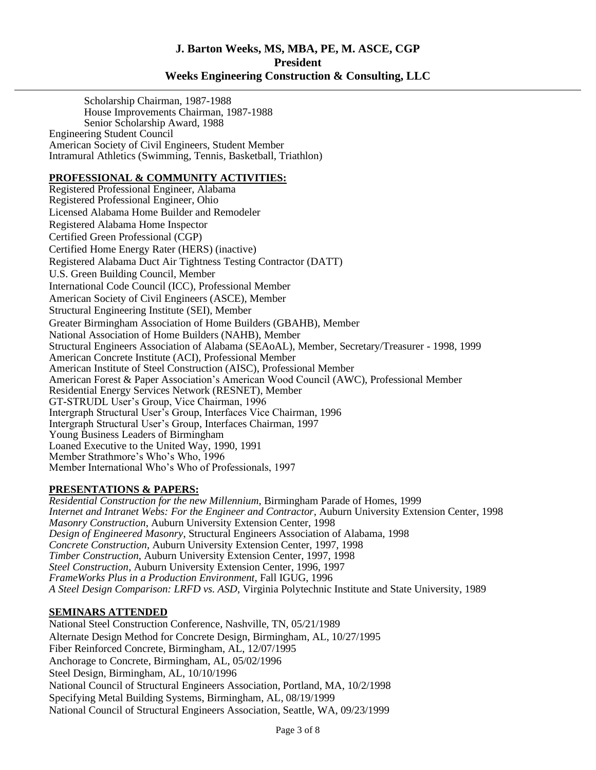Scholarship Chairman, 1987-1988
House Improvements Chairman, 1987-1988
Senior Scholarship Award, 1988

Engineering Student Council
American Society of Civil Engineers, Student Member
Intramural Athletics (Swimming, Tennis, Basketball, Triathlon)

## PROFESSIONAL & COMMUNITY ACTIVITIES:

Registered Professional Engineer, Alabama
Registered Professional Engineer, Ohio
Licensed Alabama Home Builder and Remodeler
Registered Alabama Home Inspector
Certified Green Professional (CGP)
Certified Home Energy Rater (HERS) (inactive)
Registered Alabama Duct Air Tightness Testing Contractor (DATT)
U.S. Green Building Council, Member
International Code Council (ICC), Professional Member
American Society of Civil Engineers (ASCE), Member
Structural Engineering Institute (SEI), Member
Greater Birmingham Association of Home Builders (GBAHB), Member
National Association of Home Builders (NAHB), Member
Structural Engineers Association of Alabama (SEAoAL), Member, Secretary/Treasurer - 1998, 1999
American Concrete Institute (ACI), Professional Member
American Institute of Steel Construction (AISC), Professional Member
American Forest & Paper Association's American Wood Council (AWC), Professional Member
Residential Energy Services Network (RESNET), Member
GT-STRUDL User's Group, Vice Chairman, 1996
Intergraph Structural User's Group, Interfaces Vice Chairman, 1996
Intergraph Structural User's Group, Interfaces Chairman, 1997
Young Business Leaders of Birmingham
Loaned Executive to the United Way, 1990, 1991
Member Strathmore's Who's Who, 1996
Member International Who's Who of Professionals, 1997

## PRESENTATIONS & PAPERS:

*Residential Construction for the new Millennium*, Birmingham Parade of Homes, 1999
*Internet and Intranet Webs: For the Engineer and Contractor*, Auburn University Extension Center, 1998
*Masonry Construction*, Auburn University Extension Center, 1998
*Design of Engineered Masonry*, Structural Engineers Association of Alabama, 1998
*Concrete Construction*, Auburn University Extension Center, 1997, 1998
*Timber Construction*, Auburn University Extension Center, 1997, 1998
*Steel Construction*, Auburn University Extension Center, 1996, 1997
*FrameWorks Plus in a Production Environment*, Fall IGUG, 1996
*A Steel Design Comparison: LRFD vs. ASD*, Virginia Polytechnic Institute and State University, 1989

## SEMINARS ATTENDED

National Steel Construction Conference, Nashville, TN, 05/21/1989
Alternate Design Method for Concrete Design, Birmingham, AL, 10/27/1995
Fiber Reinforced Concrete, Birmingham, AL, 12/07/1995
Anchorage to Concrete, Birmingham, AL, 05/02/1996
Steel Design, Birmingham, AL, 10/10/1996
National Council of Structural Engineers Association, Portland, MA, 10/2/1998
Specifying Metal Building Systems, Birmingham, AL, 08/19/1999
National Council of Structural Engineers Association, Seattle, WA, 09/23/1999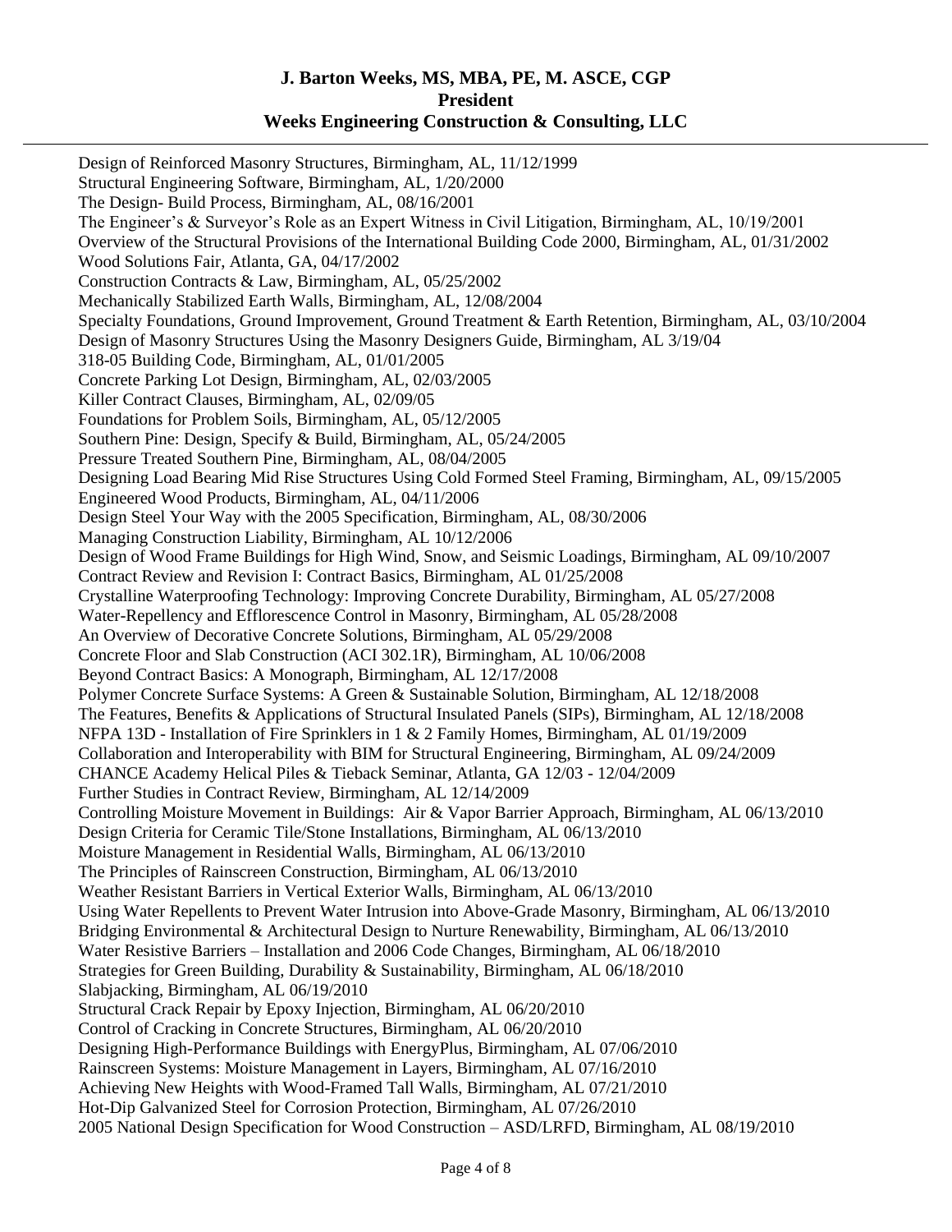Design of Reinforced Masonry Structures, Birmingham, AL, 11/12/1999
Structural Engineering Software, Birmingham, AL, 1/20/2000
The Design- Build Process, Birmingham, AL, 08/16/2001
The Engineer's & Surveyor's Role as an Expert Witness in Civil Litigation, Birmingham, AL, 10/19/2001
Overview of the Structural Provisions of the International Building Code 2000, Birmingham, AL, 01/31/2002
Wood Solutions Fair, Atlanta, GA, 04/17/2002
Construction Contracts & Law, Birmingham, AL, 05/25/2002
Mechanically Stabilized Earth Walls, Birmingham, AL, 12/08/2004
Specialty Foundations, Ground Improvement, Ground Treatment & Earth Retention, Birmingham, AL, 03/10/2004
Design of Masonry Structures Using the Masonry Designers Guide, Birmingham, AL 3/19/04
318-05 Building Code, Birmingham, AL, 01/01/2005
Concrete Parking Lot Design, Birmingham, AL, 02/03/2005
Killer Contract Clauses, Birmingham, AL, 02/09/05
Foundations for Problem Soils, Birmingham, AL, 05/12/2005
Southern Pine: Design, Specify & Build, Birmingham, AL, 05/24/2005
Pressure Treated Southern Pine, Birmingham, AL, 08/04/2005
Designing Load Bearing Mid Rise Structures Using Cold Formed Steel Framing, Birmingham, AL, 09/15/2005
Engineered Wood Products, Birmingham, AL, 04/11/2006
Design Steel Your Way with the 2005 Specification, Birmingham, AL, 08/30/2006
Managing Construction Liability, Birmingham, AL 10/12/2006
Design of Wood Frame Buildings for High Wind, Snow, and Seismic Loadings, Birmingham, AL 09/10/2007
Contract Review and Revision I: Contract Basics, Birmingham, AL 01/25/2008
Crystalline Waterproofing Technology: Improving Concrete Durability, Birmingham, AL 05/27/2008
Water-Repellency and Efflorescence Control in Masonry, Birmingham, AL 05/28/2008
An Overview of Decorative Concrete Solutions, Birmingham, AL 05/29/2008
Concrete Floor and Slab Construction (ACI 302.1R), Birmingham, AL 10/06/2008
Beyond Contract Basics: A Monograph, Birmingham, AL 12/17/2008
Polymer Concrete Surface Systems: A Green & Sustainable Solution, Birmingham, AL 12/18/2008
The Features, Benefits & Applications of Structural Insulated Panels (SIPs), Birmingham, AL 12/18/2008
NFPA 13D - Installation of Fire Sprinklers in 1 & 2 Family Homes, Birmingham, AL 01/19/2009
Collaboration and Interoperability with BIM for Structural Engineering, Birmingham, AL 09/24/2009
CHANCE Academy Helical Piles & Tieback Seminar, Atlanta, GA 12/03 - 12/04/2009
Further Studies in Contract Review, Birmingham, AL 12/14/2009
Controlling Moisture Movement in Buildings: Air & Vapor Barrier Approach, Birmingham, AL 06/13/2010
Design Criteria for Ceramic Tile/Stone Installations, Birmingham, AL 06/13/2010
Moisture Management in Residential Walls, Birmingham, AL 06/13/2010
The Principles of Rainscreen Construction, Birmingham, AL 06/13/2010
Weather Resistant Barriers in Vertical Exterior Walls, Birmingham, AL 06/13/2010
Using Water Repellents to Prevent Water Intrusion into Above-Grade Masonry, Birmingham, AL 06/13/2010
Bridging Environmental & Architectural Design to Nurture Renewability, Birmingham, AL 06/13/2010
Water Resistive Barriers – Installation and 2006 Code Changes, Birmingham, AL 06/18/2010
Strategies for Green Building, Durability & Sustainability, Birmingham, AL 06/18/2010
Slabjacking, Birmingham, AL 06/19/2010
Structural Crack Repair by Epoxy Injection, Birmingham, AL 06/20/2010
Control of Cracking in Concrete Structures, Birmingham, AL 06/20/2010
Designing High-Performance Buildings with EnergyPlus, Birmingham, AL 07/06/2010
Rainscreen Systems: Moisture Management in Layers, Birmingham, AL 07/16/2010
Achieving New Heights with Wood-Framed Tall Walls, Birmingham, AL 07/21/2010
Hot-Dip Galvanized Steel for Corrosion Protection, Birmingham, AL 07/26/2010
2005 National Design Specification for Wood Construction – ASD/LRFD, Birmingham, AL 08/19/2010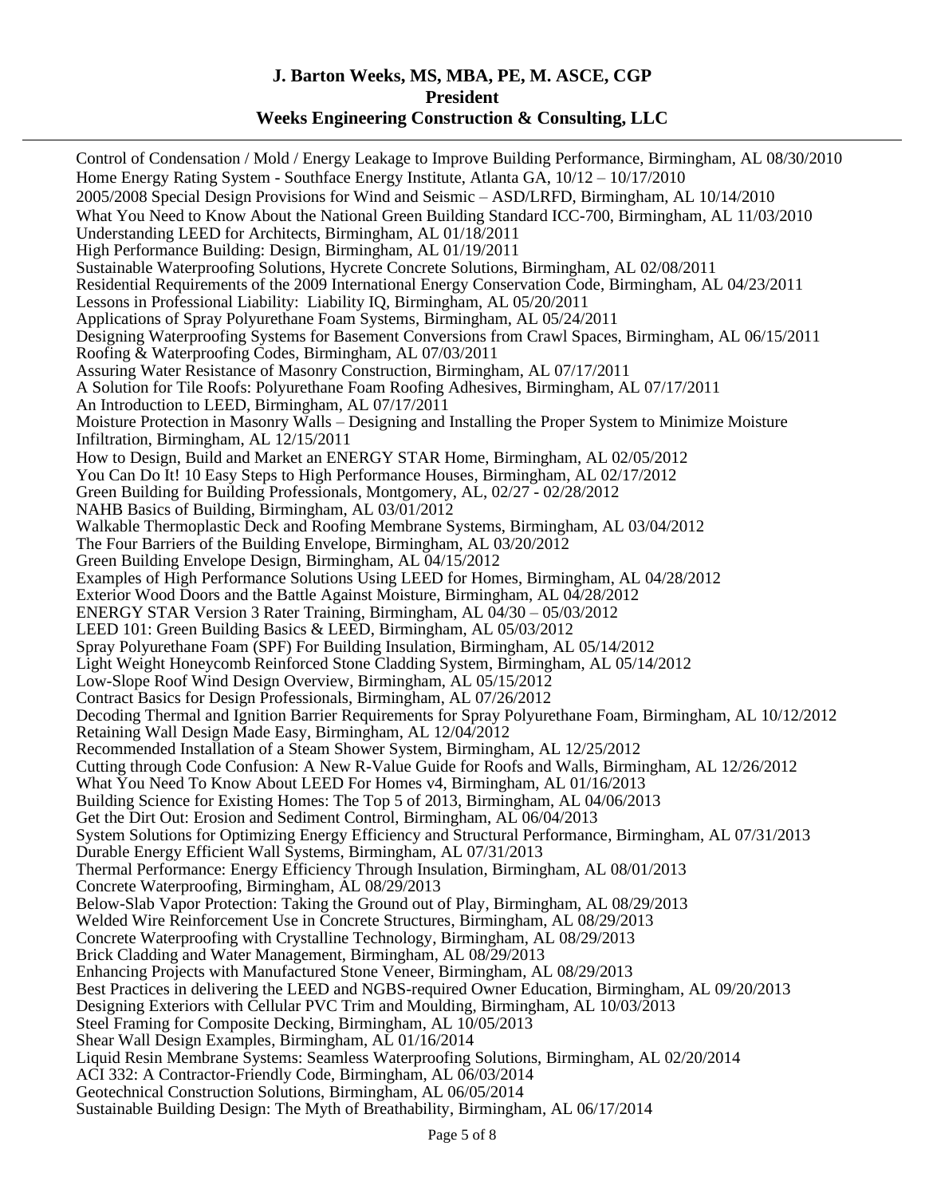Control of Condensation / Mold / Energy Leakage to Improve Building Performance, Birmingham, AL 08/30/2010
Home Energy Rating System - Southface Energy Institute, Atlanta GA, 10/12 – 10/17/2010
2005/2008 Special Design Provisions for Wind and Seismic – ASD/LRFD, Birmingham, AL 10/14/2010
What You Need to Know About the National Green Building Standard ICC-700, Birmingham, AL 11/03/2010
Understanding LEED for Architects, Birmingham, AL 01/18/2011
High Performance Building: Design, Birmingham, AL 01/19/2011
Sustainable Waterproofing Solutions, Hycrete Concrete Solutions, Birmingham, AL 02/08/2011
Residential Requirements of the 2009 International Energy Conservation Code, Birmingham, AL 04/23/2011
Lessons in Professional Liability: Liability IQ, Birmingham, AL 05/20/2011
Applications of Spray Polyurethane Foam Systems, Birmingham, AL 05/24/2011
Designing Waterproofing Systems for Basement Conversions from Crawl Spaces, Birmingham, AL 06/15/2011
Roofing & Waterproofing Codes, Birmingham, AL 07/03/2011
Assuring Water Resistance of Masonry Construction, Birmingham, AL 07/17/2011
A Solution for Tile Roofs: Polyurethane Foam Roofing Adhesives, Birmingham, AL 07/17/2011
An Introduction to LEED, Birmingham, AL 07/17/2011
Moisture Protection in Masonry Walls – Designing and Installing the Proper System to Minimize Moisture Infiltration, Birmingham, AL 12/15/2011
How to Design, Build and Market an ENERGY STAR Home, Birmingham, AL 02/05/2012
You Can Do It! 10 Easy Steps to High Performance Houses, Birmingham, AL 02/17/2012
Green Building for Building Professionals, Montgomery, AL, 02/27 - 02/28/2012
NAHB Basics of Building, Birmingham, AL 03/01/2012
Walkable Thermoplastic Deck and Roofing Membrane Systems, Birmingham, AL 03/04/2012
The Four Barriers of the Building Envelope, Birmingham, AL 03/20/2012
Green Building Envelope Design, Birmingham, AL 04/15/2012
Examples of High Performance Solutions Using LEED for Homes, Birmingham, AL 04/28/2012
Exterior Wood Doors and the Battle Against Moisture, Birmingham, AL 04/28/2012
ENERGY STAR Version 3 Rater Training, Birmingham, AL 04/30 – 05/03/2012
LEED 101: Green Building Basics & LEED, Birmingham, AL 05/03/2012
Spray Polyurethane Foam (SPF) For Building Insulation, Birmingham, AL 05/14/2012
Light Weight Honeycomb Reinforced Stone Cladding System, Birmingham, AL 05/14/2012
Low-Slope Roof Wind Design Overview, Birmingham, AL 05/15/2012
Contract Basics for Design Professionals, Birmingham, AL 07/26/2012
Decoding Thermal and Ignition Barrier Requirements for Spray Polyurethane Foam, Birmingham, AL 10/12/2012
Retaining Wall Design Made Easy, Birmingham, AL 12/04/2012
Recommended Installation of a Steam Shower System, Birmingham, AL 12/25/2012
Cutting through Code Confusion: A New R-Value Guide for Roofs and Walls, Birmingham, AL 12/26/2012
What You Need To Know About LEED For Homes v4, Birmingham, AL 01/16/2013
Building Science for Existing Homes: The Top 5 of 2013, Birmingham, AL 04/06/2013
Get the Dirt Out: Erosion and Sediment Control, Birmingham, AL 06/04/2013
System Solutions for Optimizing Energy Efficiency and Structural Performance, Birmingham, AL 07/31/2013
Durable Energy Efficient Wall Systems, Birmingham, AL 07/31/2013
Thermal Performance: Energy Efficiency Through Insulation, Birmingham, AL 08/01/2013
Concrete Waterproofing, Birmingham, AL 08/29/2013
Below-Slab Vapor Protection: Taking the Ground out of Play, Birmingham, AL 08/29/2013
Welded Wire Reinforcement Use in Concrete Structures, Birmingham, AL 08/29/2013
Concrete Waterproofing with Crystalline Technology, Birmingham, AL 08/29/2013
Brick Cladding and Water Management, Birmingham, AL 08/29/2013
Enhancing Projects with Manufactured Stone Veneer, Birmingham, AL 08/29/2013
Best Practices in delivering the LEED and NGBS-required Owner Education, Birmingham, AL 09/20/2013
Designing Exteriors with Cellular PVC Trim and Moulding, Birmingham, AL 10/03/2013
Steel Framing for Composite Decking, Birmingham, AL 10/05/2013
Shear Wall Design Examples, Birmingham, AL 01/16/2014
Liquid Resin Membrane Systems: Seamless Waterproofing Solutions, Birmingham, AL 02/20/2014
ACI 332: A Contractor-Friendly Code, Birmingham, AL 06/03/2014
Geotechnical Construction Solutions, Birmingham, AL 06/05/2014
Sustainable Building Design: The Myth of Breathability, Birmingham, AL 06/17/2014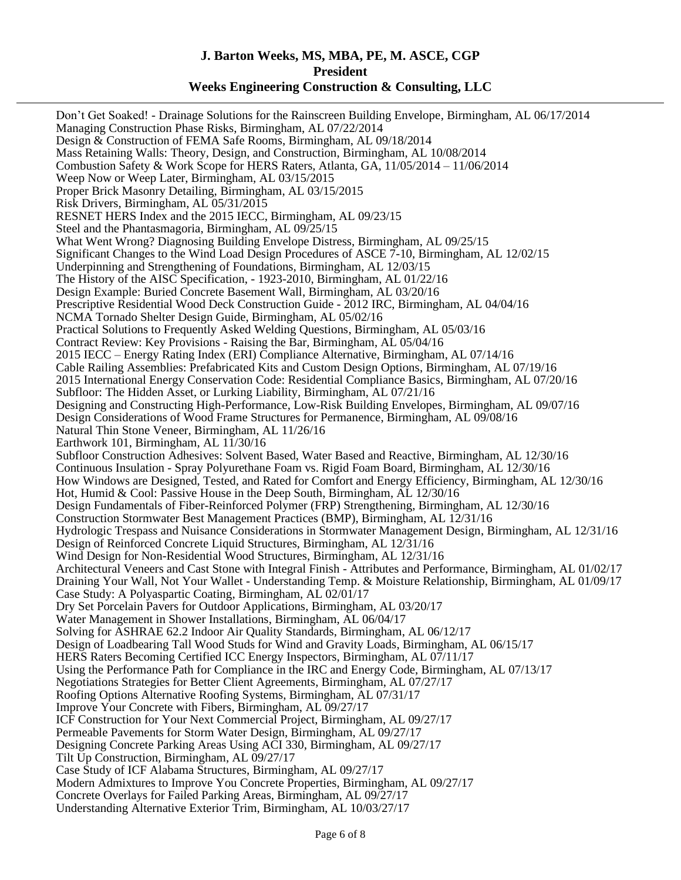Don't Get Soaked! - Drainage Solutions for the Rainscreen Building Envelope, Birmingham, AL 06/17/2014
Managing Construction Phase Risks, Birmingham, AL 07/22/2014
Design & Construction of FEMA Safe Rooms, Birmingham, AL 09/18/2014
Mass Retaining Walls: Theory, Design, and Construction, Birmingham, AL 10/08/2014
Combustion Safety & Work Scope for HERS Raters, Atlanta, GA, 11/05/2014 – 11/06/2014
Weep Now or Weep Later, Birmingham, AL 03/15/2015
Proper Brick Masonry Detailing, Birmingham, AL 03/15/2015
Risk Drivers, Birmingham, AL 05/31/2015
RESNET HERS Index and the 2015 IECC, Birmingham, AL 09/23/15
Steel and the Phantasmagoria, Birmingham, AL 09/25/15
What Went Wrong? Diagnosing Building Envelope Distress, Birmingham, AL 09/25/15
Significant Changes to the Wind Load Design Procedures of ASCE 7-10, Birmingham, AL 12/02/15
Underpinning and Strengthening of Foundations, Birmingham, AL 12/03/15
The History of the AISC Specification, - 1923-2010, Birmingham, AL 01/22/16
Design Example: Buried Concrete Basement Wall, Birmingham, AL 03/20/16
Prescriptive Residential Wood Deck Construction Guide - 2012 IRC, Birmingham, AL 04/04/16
NCMA Tornado Shelter Design Guide, Birmingham, AL 05/02/16
Practical Solutions to Frequently Asked Welding Questions, Birmingham, AL 05/03/16
Contract Review: Key Provisions - Raising the Bar, Birmingham, AL 05/04/16
2015 IECC – Energy Rating Index (ERI) Compliance Alternative, Birmingham, AL 07/14/16
Cable Railing Assemblies: Prefabricated Kits and Custom Design Options, Birmingham, AL 07/19/16
2015 International Energy Conservation Code: Residential Compliance Basics, Birmingham, AL 07/20/16
Subfloor: The Hidden Asset, or Lurking Liability, Birmingham, AL 07/21/16
Designing and Constructing High-Performance, Low-Risk Building Envelopes, Birmingham, AL 09/07/16
Design Considerations of Wood Frame Structures for Permanence, Birmingham, AL 09/08/16
Natural Thin Stone Veneer, Birmingham, AL 11/26/16
Earthwork 101, Birmingham, AL 11/30/16
Subfloor Construction Adhesives: Solvent Based, Water Based and Reactive, Birmingham, AL 12/30/16
Continuous Insulation - Spray Polyurethane Foam vs. Rigid Foam Board, Birmingham, AL 12/30/16
How Windows are Designed, Tested, and Rated for Comfort and Energy Efficiency, Birmingham, AL 12/30/16
Hot, Humid & Cool: Passive House in the Deep South, Birmingham, AL 12/30/16
Design Fundamentals of Fiber-Reinforced Polymer (FRP) Strengthening, Birmingham, AL 12/30/16
Construction Stormwater Best Management Practices (BMP), Birmingham, AL 12/31/16
Hydrologic Trespass and Nuisance Considerations in Stormwater Management Design, Birmingham, AL 12/31/16
Design of Reinforced Concrete Liquid Structures, Birmingham, AL 12/31/16
Wind Design for Non-Residential Wood Structures, Birmingham, AL 12/31/16
Architectural Veneers and Cast Stone with Integral Finish - Attributes and Performance, Birmingham, AL 01/02/17
Draining Your Wall, Not Your Wallet - Understanding Temp. & Moisture Relationship, Birmingham, AL 01/09/17
Case Study: A Polyaspartic Coating, Birmingham, AL 02/01/17
Dry Set Porcelain Pavers for Outdoor Applications, Birmingham, AL 03/20/17
Water Management in Shower Installations, Birmingham, AL 06/04/17
Solving for ASHRAE 62.2 Indoor Air Quality Standards, Birmingham, AL 06/12/17
Design of Loadbearing Tall Wood Studs for Wind and Gravity Loads, Birmingham, AL 06/15/17
HERS Raters Becoming Certified ICC Energy Inspectors, Birmingham, AL 07/11/17
Using the Performance Path for Compliance in the IRC and Energy Code, Birmingham, AL 07/13/17
Negotiations Strategies for Better Client Agreements, Birmingham, AL 07/27/17
Roofing Options Alternative Roofing Systems, Birmingham, AL 07/31/17
Improve Your Concrete with Fibers, Birmingham, AL 09/27/17
ICF Construction for Your Next Commercial Project, Birmingham, AL 09/27/17
Permeable Pavements for Storm Water Design, Birmingham, AL 09/27/17
Designing Concrete Parking Areas Using ACI 330, Birmingham, AL 09/27/17
Tilt Up Construction, Birmingham, AL 09/27/17
Case Study of ICF Alabama Structures, Birmingham, AL 09/27/17
Modern Admixtures to Improve You Concrete Properties, Birmingham, AL 09/27/17
Concrete Overlays for Failed Parking Areas, Birmingham, AL 09/27/17
Understanding Alternative Exterior Trim, Birmingham, AL 10/03/27/17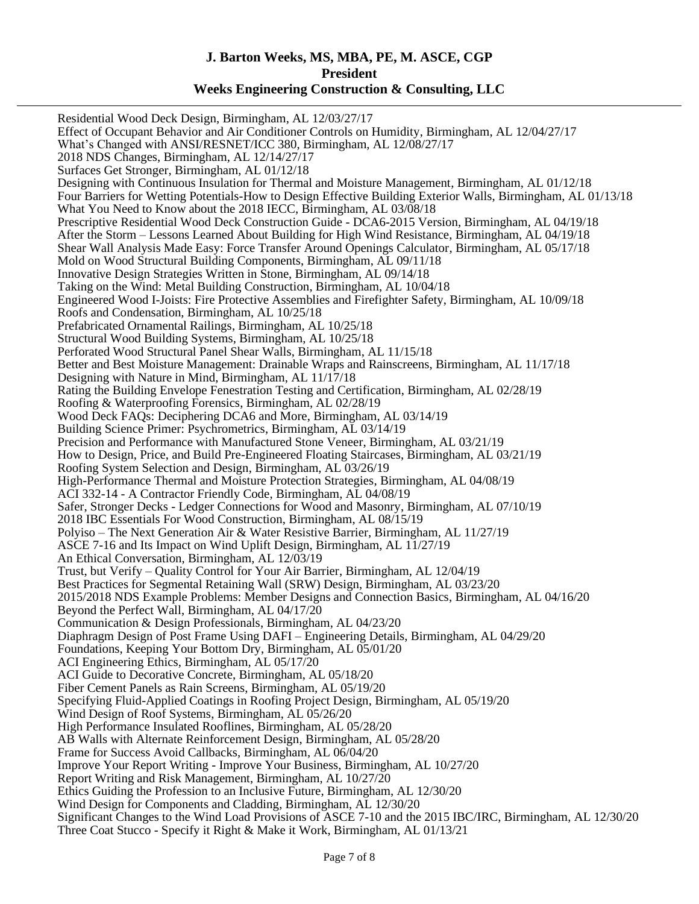Residential Wood Deck Design, Birmingham, AL 12/03/27/17
Effect of Occupant Behavior and Air Conditioner Controls on Humidity, Birmingham, AL 12/04/27/17
What's Changed with ANSI/RESNET/ICC 380, Birmingham, AL 12/08/27/17
2018 NDS Changes, Birmingham, AL 12/14/27/17
Surfaces Get Stronger, Birmingham, AL 01/12/18
Designing with Continuous Insulation for Thermal and Moisture Management, Birmingham, AL 01/12/18
Four Barriers for Wetting Potentials-How to Design Effective Building Exterior Walls, Birmingham, AL 01/13/18
What You Need to Know about the 2018 IECC, Birmingham, AL 03/08/18
Prescriptive Residential Wood Deck Construction Guide - DCA6-2015 Version, Birmingham, AL 04/19/18
After the Storm – Lessons Learned About Building for High Wind Resistance, Birmingham, AL 04/19/18
Shear Wall Analysis Made Easy: Force Transfer Around Openings Calculator, Birmingham, AL 05/17/18
Mold on Wood Structural Building Components, Birmingham, AL 09/11/18
Innovative Design Strategies Written in Stone, Birmingham, AL 09/14/18
Taking on the Wind: Metal Building Construction, Birmingham, AL 10/04/18
Engineered Wood I-Joists: Fire Protective Assemblies and Firefighter Safety, Birmingham, AL 10/09/18
Roofs and Condensation, Birmingham, AL 10/25/18
Prefabricated Ornamental Railings, Birmingham, AL 10/25/18
Structural Wood Building Systems, Birmingham, AL 10/25/18
Perforated Wood Structural Panel Shear Walls, Birmingham, AL 11/15/18
Better and Best Moisture Management: Drainable Wraps and Rainscreens, Birmingham, AL 11/17/18
Designing with Nature in Mind, Birmingham, AL 11/17/18
Rating the Building Envelope Fenestration Testing and Certification, Birmingham, AL 02/28/19
Roofing & Waterproofing Forensics, Birmingham, AL 02/28/19
Wood Deck FAQs: Deciphering DCA6 and More, Birmingham, AL 03/14/19
Building Science Primer: Psychrometrics, Birmingham, AL 03/14/19
Precision and Performance with Manufactured Stone Veneer, Birmingham, AL 03/21/19
How to Design, Price, and Build Pre-Engineered Floating Staircases, Birmingham, AL 03/21/19
Roofing System Selection and Design, Birmingham, AL 03/26/19
High-Performance Thermal and Moisture Protection Strategies, Birmingham, AL 04/08/19
ACI 332-14 - A Contractor Friendly Code, Birmingham, AL 04/08/19
Safer, Stronger Decks - Ledger Connections for Wood and Masonry, Birmingham, AL 07/10/19
2018 IBC Essentials For Wood Construction, Birmingham, AL 08/15/19
Polyiso – The Next Generation Air & Water Resistive Barrier, Birmingham, AL 11/27/19
ASCE 7-16 and Its Impact on Wind Uplift Design, Birmingham, AL 11/27/19
An Ethical Conversation, Birmingham, AL 12/03/19
Trust, but Verify – Quality Control for Your Air Barrier, Birmingham, AL 12/04/19
Best Practices for Segmental Retaining Wall (SRW) Design, Birmingham, AL 03/23/20
2015/2018 NDS Example Problems: Member Designs and Connection Basics, Birmingham, AL 04/16/20
Beyond the Perfect Wall, Birmingham, AL 04/17/20
Communication & Design Professionals, Birmingham, AL 04/23/20
Diaphragm Design of Post Frame Using DAFI – Engineering Details, Birmingham, AL 04/29/20
Foundations, Keeping Your Bottom Dry, Birmingham, AL 05/01/20
ACI Engineering Ethics, Birmingham, AL 05/17/20
ACI Guide to Decorative Concrete, Birmingham, AL 05/18/20
Fiber Cement Panels as Rain Screens, Birmingham, AL 05/19/20
Specifying Fluid-Applied Coatings in Roofing Project Design, Birmingham, AL 05/19/20
Wind Design of Roof Systems, Birmingham, AL 05/26/20
High Performance Insulated Rooflines, Birmingham, AL 05/28/20
AB Walls with Alternate Reinforcement Design, Birmingham, AL 05/28/20
Frame for Success Avoid Callbacks, Birmingham, AL 06/04/20
Improve Your Report Writing - Improve Your Business, Birmingham, AL 10/27/20
Report Writing and Risk Management, Birmingham, AL 10/27/20
Ethics Guiding the Profession to an Inclusive Future, Birmingham, AL 12/30/20
Wind Design for Components and Cladding, Birmingham, AL 12/30/20
Significant Changes to the Wind Load Provisions of ASCE 7-10 and the 2015 IBC/IRC, Birmingham, AL 12/30/20
Three Coat Stucco - Specify it Right & Make it Work, Birmingham, AL 01/13/21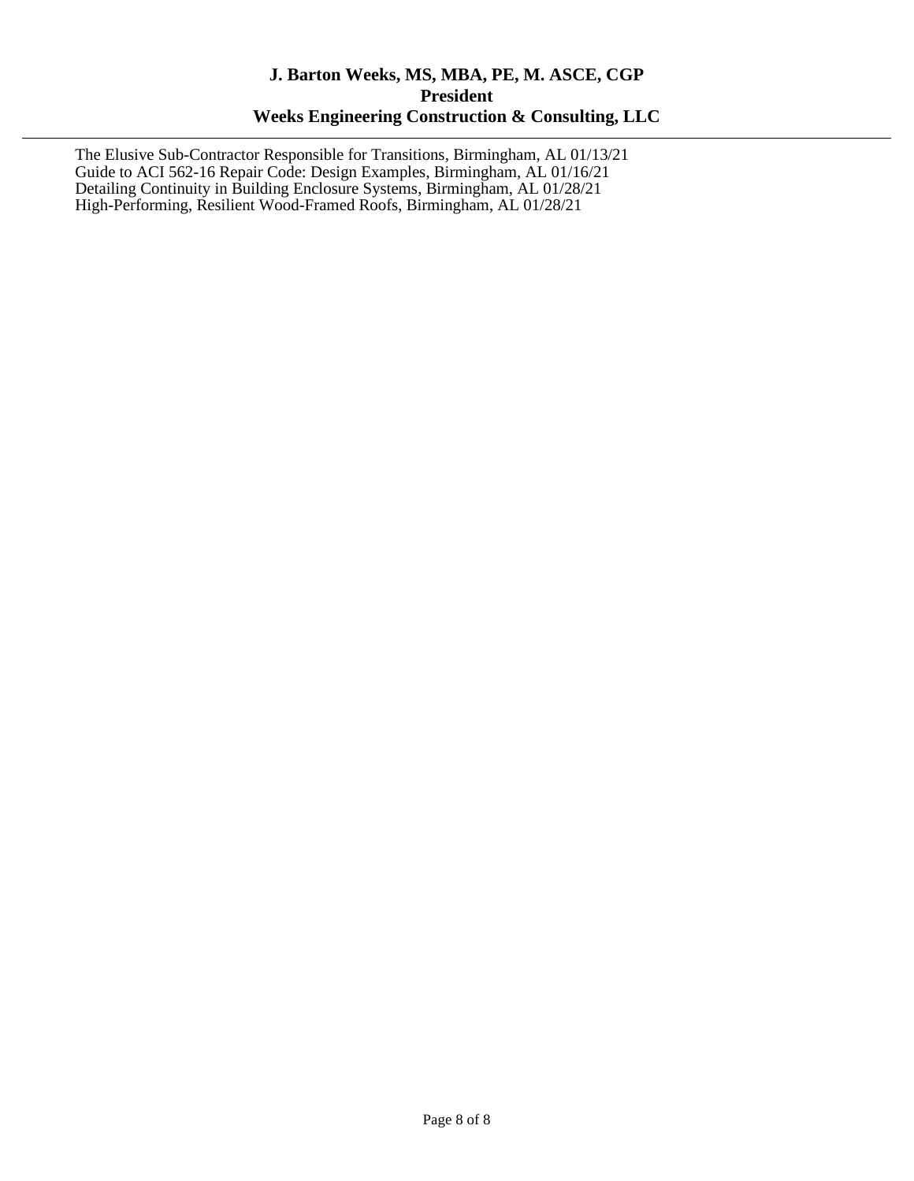The Elusive Sub-Contractor Responsible for Transitions, Birmingham, AL 01/13/21
Guide to ACI 562-16 Repair Code: Design Examples, Birmingham, AL 01/16/21
Detailing Continuity in Building Enclosure Systems, Birmingham, AL 01/28/21
High-Performing, Resilient Wood-Framed Roofs, Birmingham, AL 01/28/21